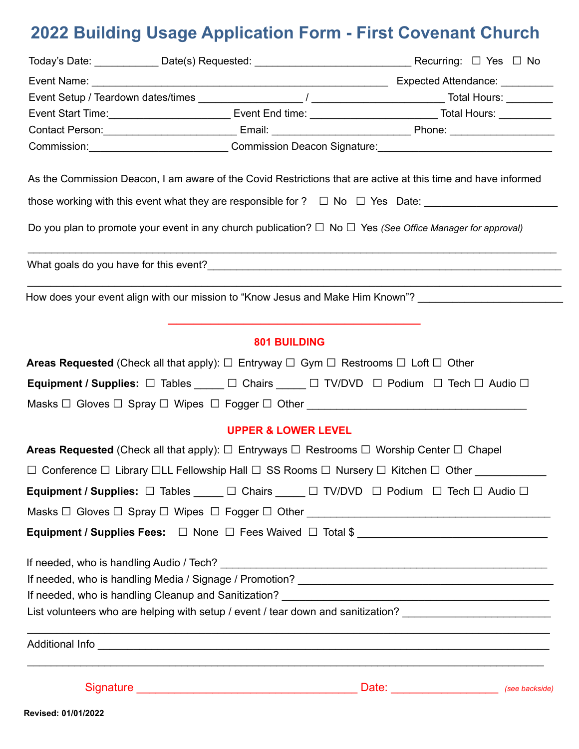# 2022 Building Usage Application Form - First Covenant Church

Today's Date: ___________ Date(s) Requested: __________________________ Recurring: ☐ Yes ☐ No

Event Name: ___________________________________________________ Expected Attendance: _________

Event Setup / Teardown dates/times __________________ / ______________________ Total Hours: ________

Event Start Time:_____________________ Event End time: ______________________ Total Hours: _________

Contact Person:______________________ Email: ________________________ Phone: __________________

Commission:________________________ Commission Deacon Signature:______________________________

As the Commission Deacon, I am aware of the Covid Restrictions that are active at this time and have informed those working with this event what they are responsible for ? ☐ No ☐ Yes Date: _______________________

Do you plan to promote your event in any church publication? ☐ No ☐ Yes *(See Office Manager for approval)*

___________________________________________________________________________________________

What goals do you have for this event?_______________________________________________________

___________________________________________________________________________________________

How does your event align with our mission to "Know Jesus and Make Him Known"? _________________________

## 801 BUILDING

**Areas Requested** (Check all that apply): ☐ Entryway ☐ Gym ☐ Restrooms ☐ Loft ☐ Other

**Equipment / Supplies:** ☐ Tables _____ ☐ Chairs _____ ☐ TV/DVD ☐ Podium ☐ Tech ☐ Audio ☐ Masks ☐ Gloves ☐ Spray ☐ Wipes ☐ Fogger ☐ Other ____________________________________

## UPPER & LOWER LEVEL

**Areas Requested** (Check all that apply): ☐ Entryways ☐ Restrooms ☐ Worship Center ☐ Chapel ☐ Conference ☐ Library ☐LL Fellowship Hall ☐ SS Rooms ☐ Nursery ☐ Kitchen ☐ Other ____________

**Equipment / Supplies:** ☐ Tables _____ ☐ Chairs _____ ☐ TV/DVD ☐ Podium ☐ Tech ☐ Audio ☐ Masks ☐ Gloves ☐ Spray ☐ Wipes ☐ Fogger ☐ Other ________________________________________

**Equipment / Supplies Fees:** ☐ None ☐ Fees Waived ☐ Total $ ________________________________

If needed, who is handling Audio / Tech? _____________________________________________________

If needed, who is handling Media / Signage / Promotion? ________________________________________

If needed, who is handling Cleanup and Sanitization? __________________________________________

List volunteers who are helping with setup / event / tear down and sanitization? ________________________

___________________________________________________________________________________________

Additional Info _________________________________________________________________________

___________________________________________________________________________________________

Signature ____________________________________ Date: _________________ *(see backside)*

**Revised: 01/01/2022**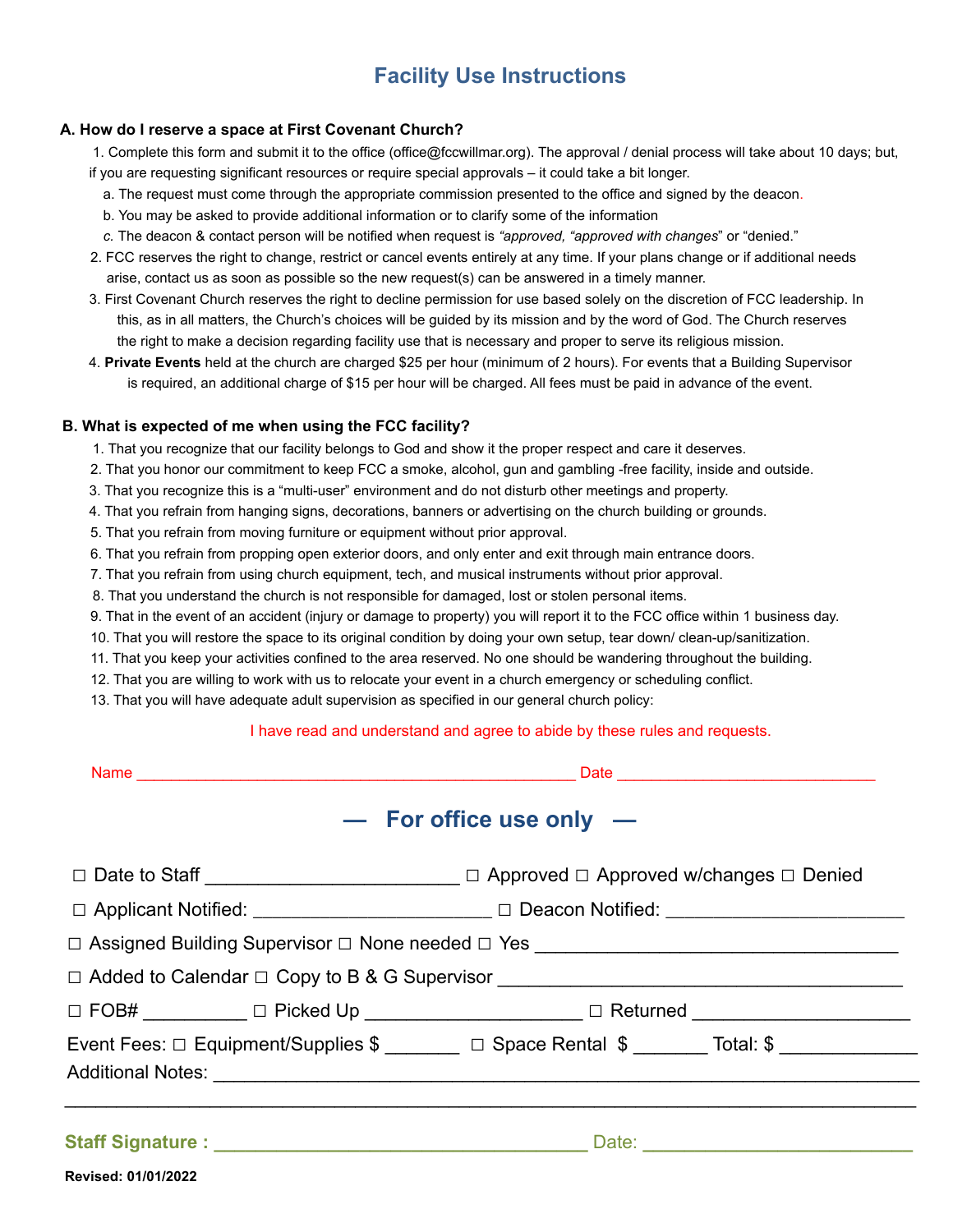# Facility Use Instructions

**A. How do I reserve a space at First Covenant Church?**

1. Complete this form and submit it to the office (office@fccwillmar.org). The approval / denial process will take about 10 days; but, if you are requesting significant resources or require special approvals – it could take a bit longer.
   a. The request must come through the appropriate commission presented to the office and signed by the deacon.
   b. You may be asked to provide additional information or to clarify some of the information
   c. The deacon & contact person will be notified when request is *"approved, "approved with changes*" or "denied."
2. FCC reserves the right to change, restrict or cancel events entirely at any time. If your plans change or if additional needs arise, contact us as soon as possible so the new request(s) can be answered in a timely manner.
3. First Covenant Church reserves the right to decline permission for use based solely on the discretion of FCC leadership. In this, as in all matters, the Church's choices will be guided by its mission and by the word of God. The Church reserves the right to make a decision regarding facility use that is necessary and proper to serve its religious mission.
4. **Private Events** held at the church are charged $25 per hour (minimum of 2 hours). For events that a Building Supervisor is required, an additional charge of $15 per hour will be charged. All fees must be paid in advance of the event.

**B. What is expected of me when using the FCC facility?**

1. That you recognize that our facility belongs to God and show it the proper respect and care it deserves.
2. That you honor our commitment to keep FCC a smoke, alcohol, gun and gambling -free facility, inside and outside.
3. That you recognize this is a "multi-user" environment and do not disturb other meetings and property.
4. That you refrain from hanging signs, decorations, banners or advertising on the church building or grounds.
5. That you refrain from moving furniture or equipment without prior approval.
6. That you refrain from propping open exterior doors, and only enter and exit through main entrance doors.
7. That you refrain from using church equipment, tech, and musical instruments without prior approval.
8. That you understand the church is not responsible for damaged, lost or stolen personal items.
9. That in the event of an accident (injury or damage to property) you will report it to the FCC office within 1 business day.
10. That you will restore the space to its original condition by doing your own setup, tear down/ clean-up/sanitization.
11. That you keep your activities confined to the area reserved. No one should be wandering throughout the building.
12. That you are willing to work with us to relocate your event in a church emergency or scheduling conflict.
13. That you will have adequate adult supervision as specified in our general church policy:

I have read and understand and agree to abide by these rules and requests.

Name ______________________________ Date ______________________

## — For office use only —

☐ Date to Staff ____________________ ☐ Approved ☐ Approved w/changes ☐ Denied

☐ Applicant Notified: ____________________ ☐ Deacon Notified: ____________________

☐ Assigned Building Supervisor ☐ None needed ☐ Yes ______________________________

☐ Added to Calendar ☐ Copy to B & G Supervisor ______________________________

☐ FOB# __________ ☐ Picked Up ____________________ ☐ Returned ____________________

Event Fees: ☐ Equipment/Supplies $ _______ ☐ Space Rental $ _______ Total: $ ____________

Additional Notes: ______________________________________________________________

________________________________________________________________________________

**Staff Signature :** ______________________________ Date: ______________________

**Revised: 01/01/2022**